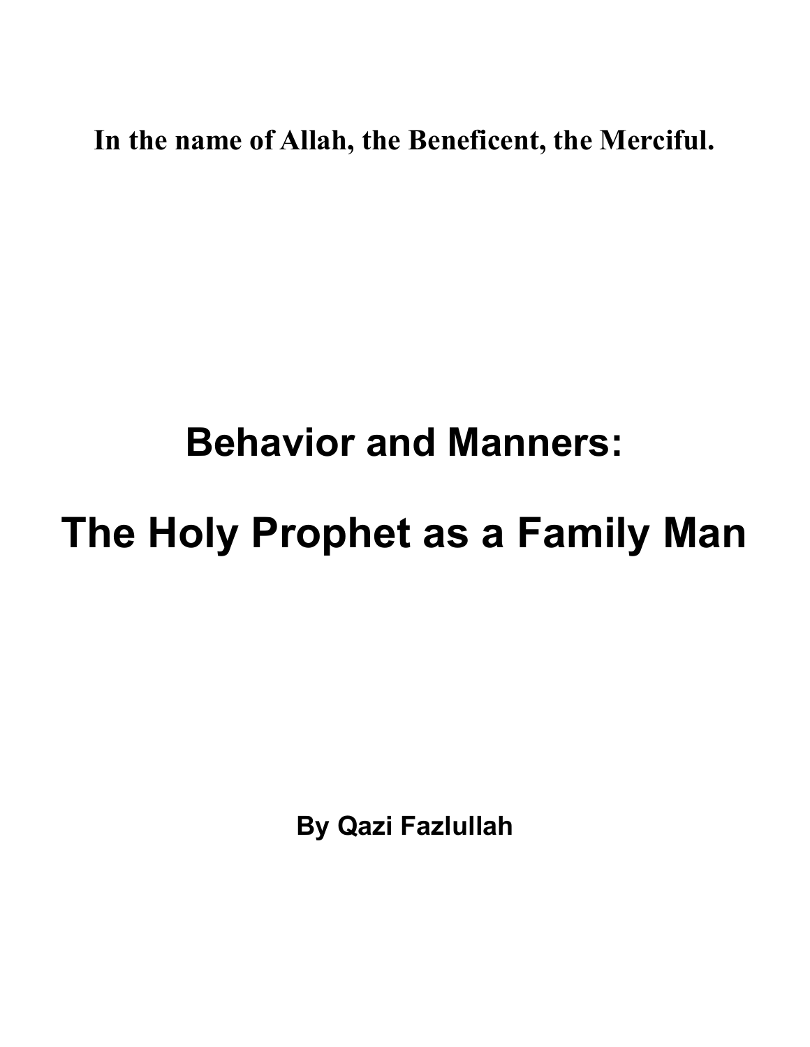**In the name of Allah, the Beneficent, the Merciful.**

# Behavior and Manners:

# The Holy Prophet as a Family Man

**By Qazi Fazlullah**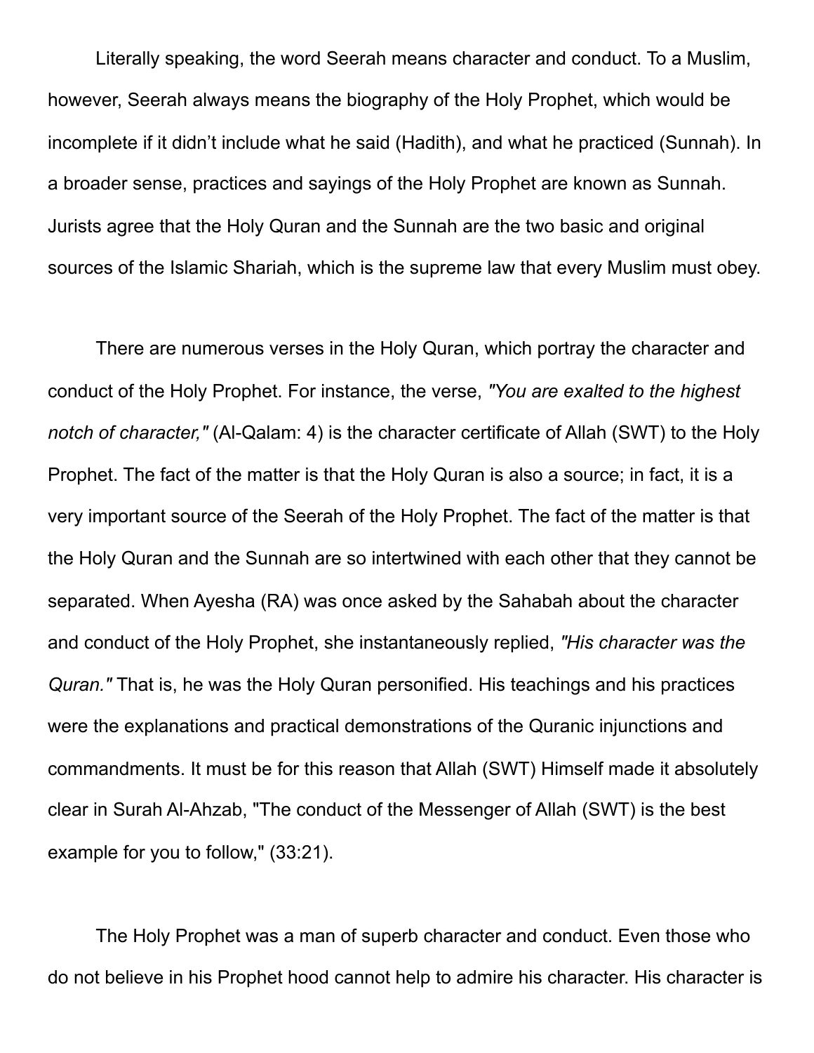Literally speaking, the word Seerah means character and conduct. To a Muslim, however, Seerah always means the biography of the Holy Prophet, which would be incomplete if it didn't include what he said (Hadith), and what he practiced (Sunnah). In a broader sense, practices and sayings of the Holy Prophet are known as Sunnah. Jurists agree that the Holy Quran and the Sunnah are the two basic and original sources of the Islamic Shariah, which is the supreme law that every Muslim must obey.

There are numerous verses in the Holy Quran, which portray the character and conduct of the Holy Prophet. For instance, the verse, *"You are exalted to the highest notch of character,"* (Al-Qalam: 4) is the character certificate of Allah (SWT) to the Holy Prophet. The fact of the matter is that the Holy Quran is also a source; in fact, it is a very important source of the Seerah of the Holy Prophet. The fact of the matter is that the Holy Quran and the Sunnah are so intertwined with each other that they cannot be separated. When Ayesha (RA) was once asked by the Sahabah about the character and conduct of the Holy Prophet, she instantaneously replied, *"His character was the Quran."* That is, he was the Holy Quran personified. His teachings and his practices were the explanations and practical demonstrations of the Quranic injunctions and commandments. It must be for this reason that Allah (SWT) Himself made it absolutely clear in Surah Al-Ahzab, "The conduct of the Messenger of Allah (SWT) is the best example for you to follow," (33:21).

The Holy Prophet was a man of superb character and conduct. Even those who do not believe in his Prophet hood cannot help to admire his character. His character is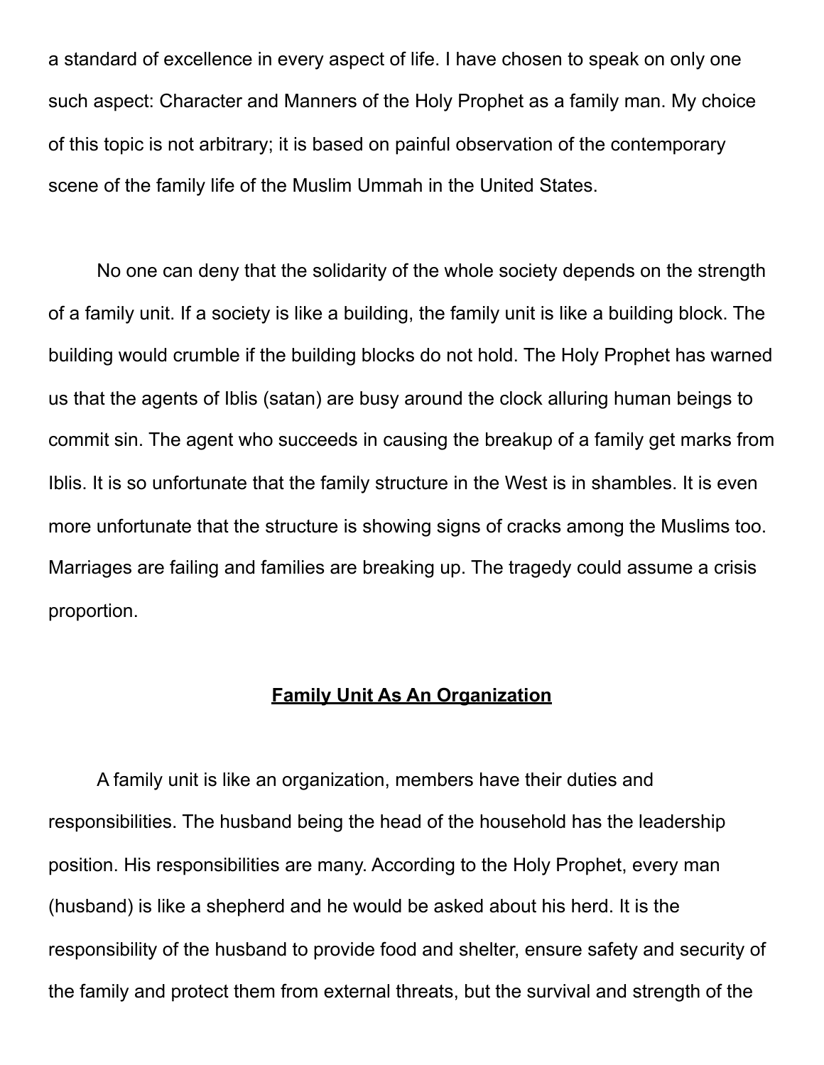a standard of excellence in every aspect of life. I have chosen to speak on only one such aspect: Character and Manners of the Holy Prophet as a family man. My choice of this topic is not arbitrary; it is based on painful observation of the contemporary scene of the family life of the Muslim Ummah in the United States.

No one can deny that the solidarity of the whole society depends on the strength of a family unit. If a society is like a building, the family unit is like a building block. The building would crumble if the building blocks do not hold. The Holy Prophet has warned us that the agents of Iblis (satan) are busy around the clock alluring human beings to commit sin. The agent who succeeds in causing the breakup of a family get marks from Iblis. It is so unfortunate that the family structure in the West is in shambles. It is even more unfortunate that the structure is showing signs of cracks among the Muslims too. Marriages are failing and families are breaking up. The tragedy could assume a crisis proportion.

## **Family Unit As An Organization**

A family unit is like an organization, members have their duties and responsibilities. The husband being the head of the household has the leadership position. His responsibilities are many. According to the Holy Prophet, every man (husband) is like a shepherd and he would be asked about his herd. It is the responsibility of the husband to provide food and shelter, ensure safety and security of the family and protect them from external threats, but the survival and strength of the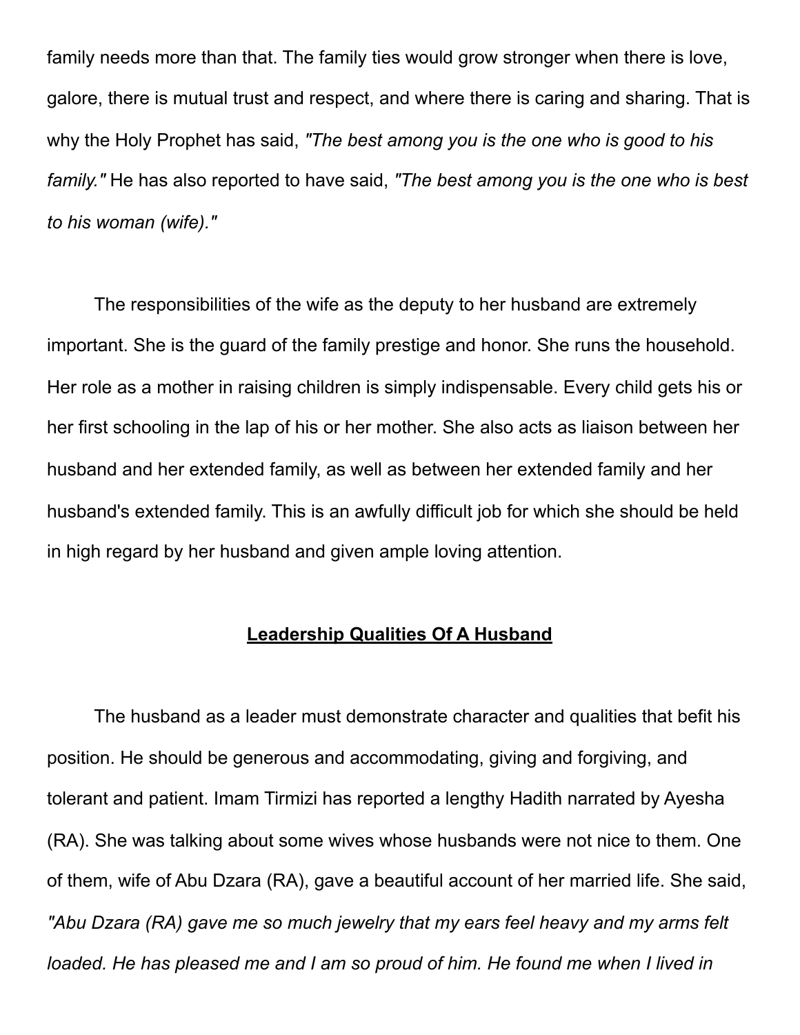family needs more than that. The family ties would grow stronger when there is love, galore, there is mutual trust and respect, and where there is caring and sharing. That is why the Holy Prophet has said, *"The best among you is the one who is good to his family."* He has also reported to have said, *"The best among you is the one who is best to his woman (wife)."*

The responsibilities of the wife as the deputy to her husband are extremely important. She is the guard of the family prestige and honor. She runs the household. Her role as a mother in raising children is simply indispensable. Every child gets his or her first schooling in the lap of his or her mother. She also acts as liaison between her husband and her extended family, as well as between her extended family and her husband's extended family. This is an awfully difficult job for which she should be held in high regard by her husband and given ample loving attention.

## **Leadership Qualities Of A Husband**

The husband as a leader must demonstrate character and qualities that befit his position. He should be generous and accommodating, giving and forgiving, and tolerant and patient. Imam Tirmizi has reported a lengthy Hadith narrated by Ayesha (RA). She was talking about some wives whose husbands were not nice to them. One of them, wife of Abu Dzara (RA), gave a beautiful account of her married life. She said, *"Abu Dzara (RA) gave me so much jewelry that my ears feel heavy and my arms felt loaded. He has pleased me and I am so proud of him. He found me when I lived in*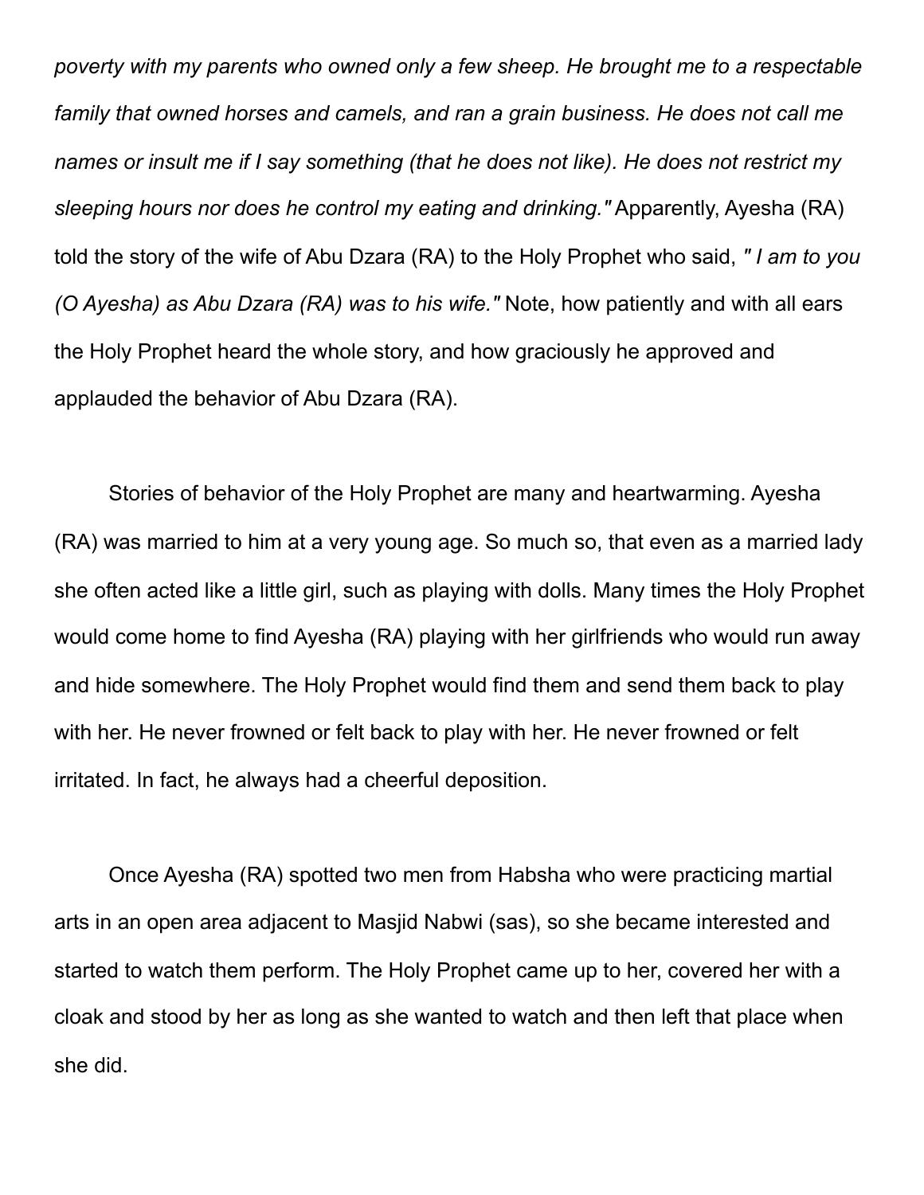*poverty with my parents who owned only a few sheep. He brought me to a respectable family that owned horses and camels, and ran a grain business. He does not call me names or insult me if I say something (that he does not like). He does not restrict my sleeping hours nor does he control my eating and drinking."* Apparently, Ayesha (RA) told the story of the wife of Abu Dzara (RA) to the Holy Prophet who said, *" I am to you (O Ayesha) as Abu Dzara (RA) was to his wife."* Note, how patiently and with all ears the Holy Prophet heard the whole story, and how graciously he approved and applauded the behavior of Abu Dzara (RA).

Stories of behavior of the Holy Prophet are many and heartwarming. Ayesha (RA) was married to him at a very young age. So much so, that even as a married lady she often acted like a little girl, such as playing with dolls. Many times the Holy Prophet would come home to find Ayesha (RA) playing with her girlfriends who would run away and hide somewhere. The Holy Prophet would find them and send them back to play with her. He never frowned or felt back to play with her. He never frowned or felt irritated. In fact, he always had a cheerful deposition.

Once Ayesha (RA) spotted two men from Habsha who were practicing martial arts in an open area adjacent to Masjid Nabwi (sas), so she became interested and started to watch them perform. The Holy Prophet came up to her, covered her with a cloak and stood by her as long as she wanted to watch and then left that place when she did.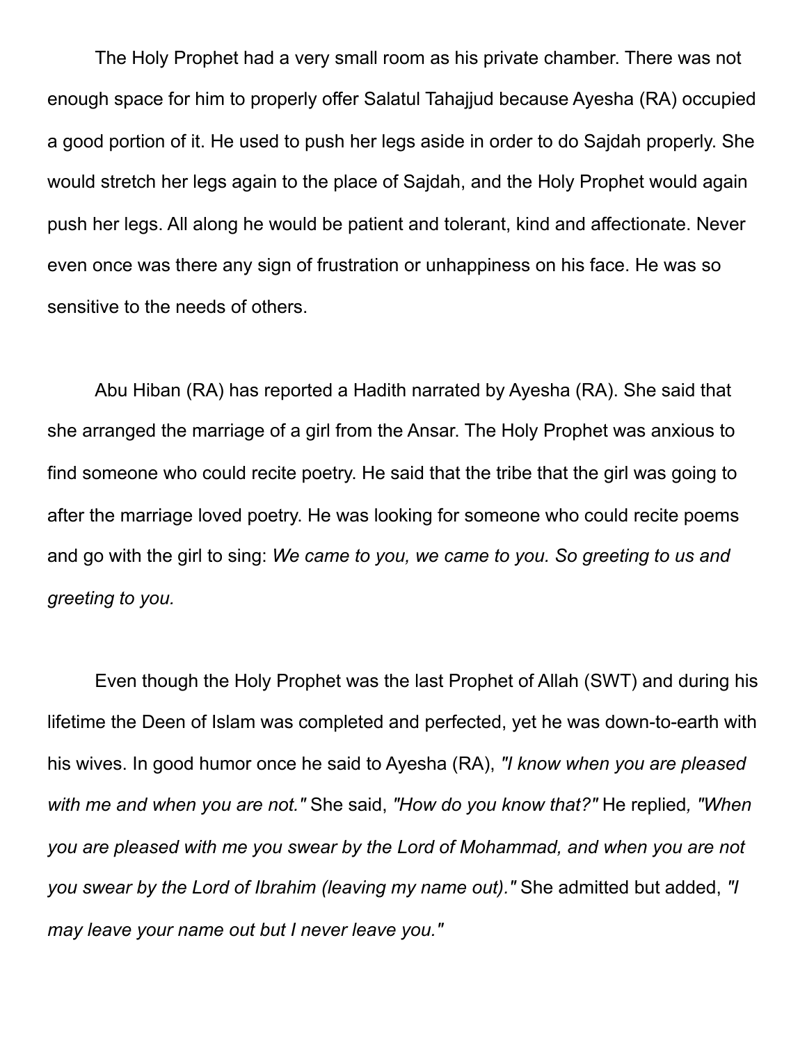The Holy Prophet had a very small room as his private chamber. There was not enough space for him to properly offer Salatul Tahajjud because Ayesha (RA) occupied a good portion of it. He used to push her legs aside in order to do Sajdah properly. She would stretch her legs again to the place of Sajdah, and the Holy Prophet would again push her legs. All along he would be patient and tolerant, kind and affectionate. Never even once was there any sign of frustration or unhappiness on his face. He was so sensitive to the needs of others.

Abu Hiban (RA) has reported a Hadith narrated by Ayesha (RA). She said that she arranged the marriage of a girl from the Ansar. The Holy Prophet was anxious to find someone who could recite poetry. He said that the tribe that the girl was going to after the marriage loved poetry. He was looking for someone who could recite poems and go with the girl to sing: *We came to you, we came to you. So greeting to us and greeting to you.*

Even though the Holy Prophet was the last Prophet of Allah (SWT) and during his lifetime the Deen of Islam was completed and perfected, yet he was down-to-earth with his wives. In good humor once he said to Ayesha (RA), *"I know when you are pleased with me and when you are not."* She said, *"How do you know that?"* He replied*, "When you are pleased with me you swear by the Lord of Mohammad, and when you are not you swear by the Lord of Ibrahim (leaving my name out)."* She admitted but added, *"I may leave your name out but I never leave you."*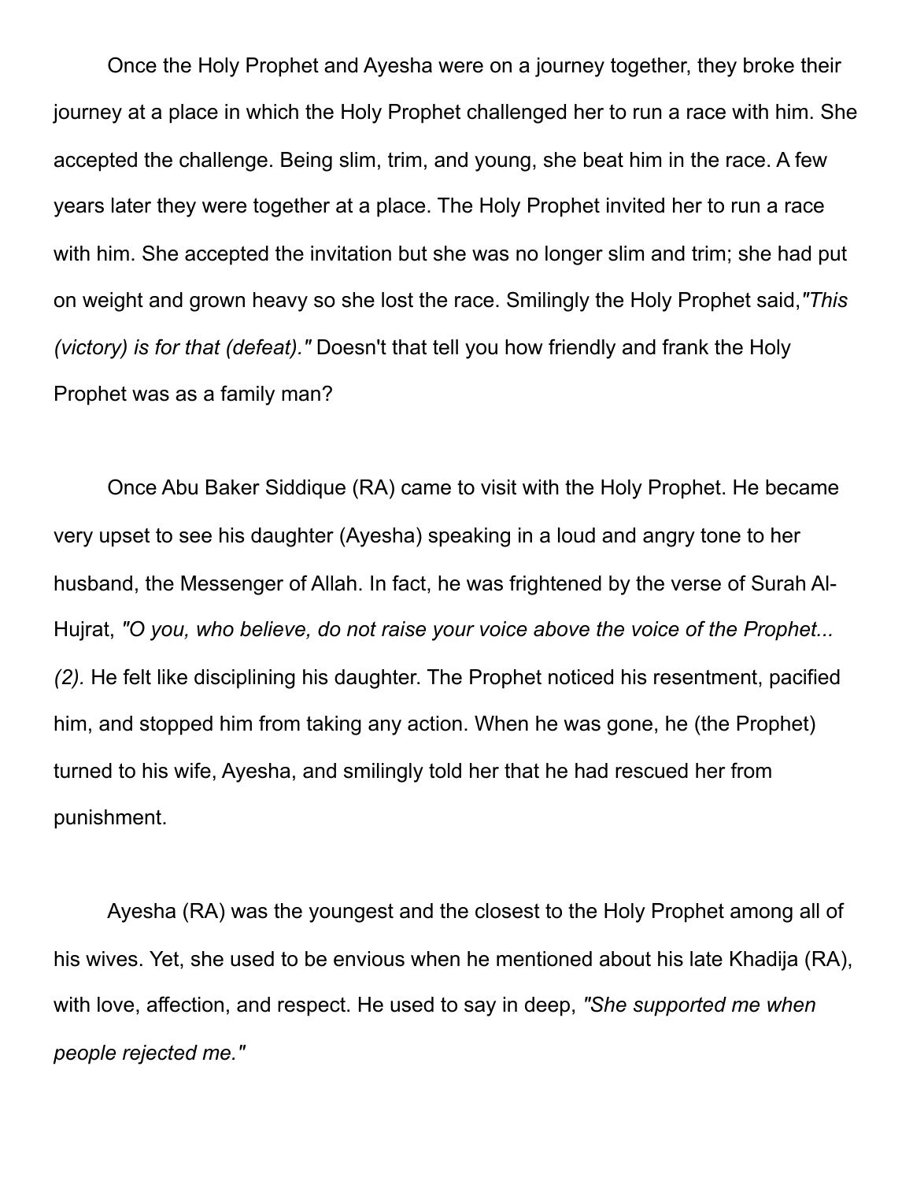Once the Holy Prophet and Ayesha were on a journey together, they broke their journey at a place in which the Holy Prophet challenged her to run a race with him. She accepted the challenge. Being slim, trim, and young, she beat him in the race. A few years later they were together at a place. The Holy Prophet invited her to run a race with him. She accepted the invitation but she was no longer slim and trim; she had put on weight and grown heavy so she lost the race. Smilingly the Holy Prophet said,*"This (victory) is for that (defeat)."* Doesn't that tell you how friendly and frank the Holy Prophet was as a family man?

Once Abu Baker Siddique (RA) came to visit with the Holy Prophet. He became very upset to see his daughter (Ayesha) speaking in a loud and angry tone to her husband, the Messenger of Allah. In fact, he was frightened by the verse of Surah Al-Hujrat, *"O you, who believe, do not raise your voice above the voice of the Prophet... (2).* He felt like disciplining his daughter. The Prophet noticed his resentment, pacified him, and stopped him from taking any action. When he was gone, he (the Prophet) turned to his wife, Ayesha, and smilingly told her that he had rescued her from punishment.

Ayesha (RA) was the youngest and the closest to the Holy Prophet among all of his wives. Yet, she used to be envious when he mentioned about his late Khadija (RA), with love, affection, and respect. He used to say in deep, *"She supported me when people rejected me."*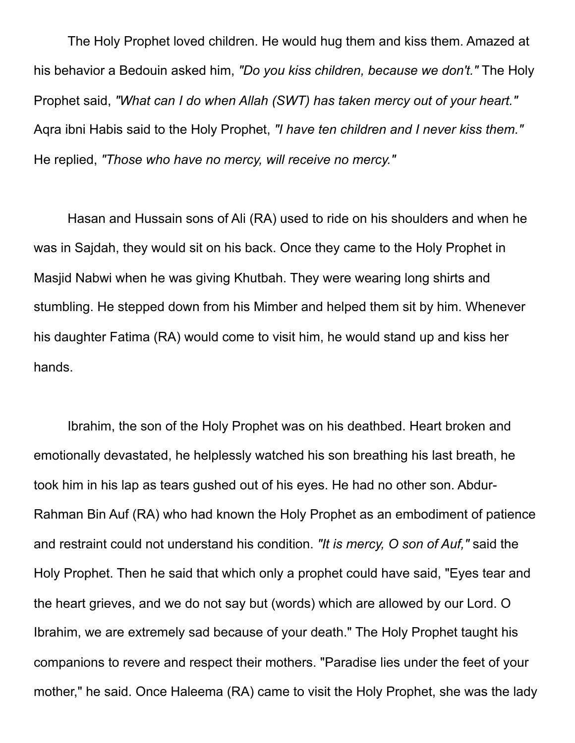The Holy Prophet loved children. He would hug them and kiss them. Amazed at his behavior a Bedouin asked him, *"Do you kiss children, because we don't."* The Holy Prophet said, *"What can I do when Allah (SWT) has taken mercy out of your heart."* Aqra ibni Habis said to the Holy Prophet, *"I have ten children and I never kiss them."* He replied, *"Those who have no mercy, will receive no mercy."*

Hasan and Hussain sons of Ali (RA) used to ride on his shoulders and when he was in Sajdah, they would sit on his back. Once they came to the Holy Prophet in Masjid Nabwi when he was giving Khutbah. They were wearing long shirts and stumbling. He stepped down from his Mimber and helped them sit by him. Whenever his daughter Fatima (RA) would come to visit him, he would stand up and kiss her hands.

Ibrahim, the son of the Holy Prophet was on his deathbed. Heart broken and emotionally devastated, he helplessly watched his son breathing his last breath, he took him in his lap as tears gushed out of his eyes. He had no other son. Abdur-Rahman Bin Auf (RA) who had known the Holy Prophet as an embodiment of patience and restraint could not understand his condition. *"It is mercy, O son of Auf,"* said the Holy Prophet. Then he said that which only a prophet could have said, "Eyes tear and the heart grieves, and we do not say but (words) which are allowed by our Lord. O Ibrahim, we are extremely sad because of your death." The Holy Prophet taught his companions to revere and respect their mothers. "Paradise lies under the feet of your mother," he said. Once Haleema (RA) came to visit the Holy Prophet, she was the lady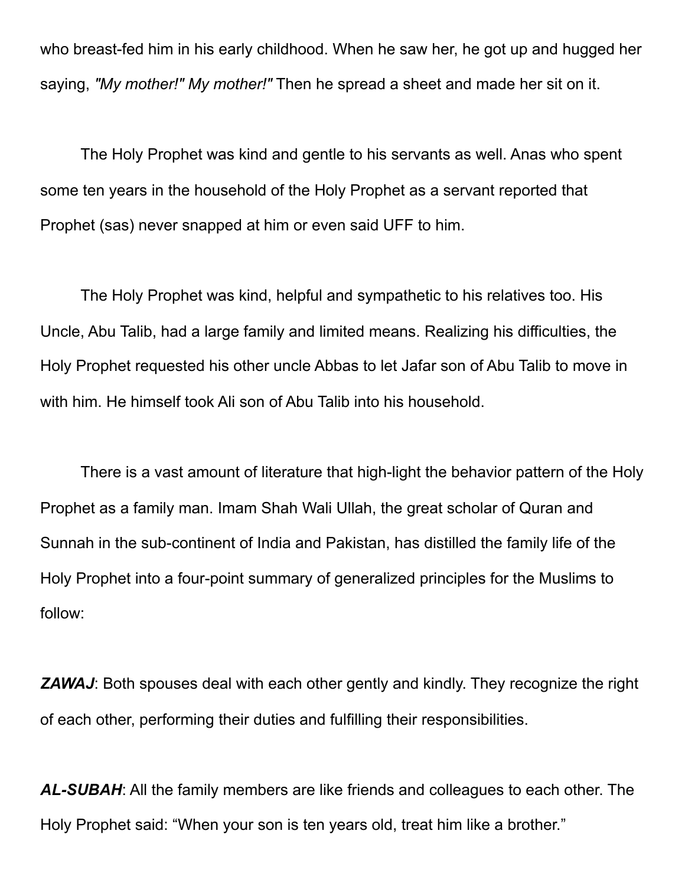who breast-fed him in his early childhood. When he saw her, he got up and hugged her saying, *"My mother!" My mother!"* Then he spread a sheet and made her sit on it.

The Holy Prophet was kind and gentle to his servants as well. Anas who spent some ten years in the household of the Holy Prophet as a servant reported that Prophet (sas) never snapped at him or even said UFF to him.

The Holy Prophet was kind, helpful and sympathetic to his relatives too. His Uncle, Abu Talib, had a large family and limited means. Realizing his difficulties, the Holy Prophet requested his other uncle Abbas to let Jafar son of Abu Talib to move in with him. He himself took Ali son of Abu Talib into his household.

There is a vast amount of literature that high-light the behavior pattern of the Holy Prophet as a family man. Imam Shah Wali Ullah, the great scholar of Quran and Sunnah in the sub-continent of India and Pakistan, has distilled the family life of the Holy Prophet into a four-point summary of generalized principles for the Muslims to follow:

***ZAWAJ***: Both spouses deal with each other gently and kindly. They recognize the right of each other, performing their duties and fulfilling their responsibilities.

***AL-SUBAH***: All the family members are like friends and colleagues to each other. The Holy Prophet said: "When your son is ten years old, treat him like a brother."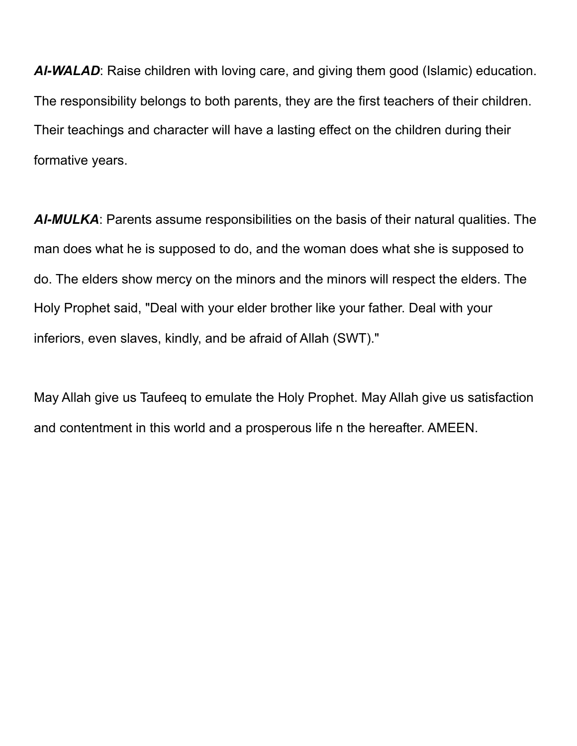***Al-WALAD***: Raise children with loving care, and giving them good (Islamic) education. The responsibility belongs to both parents, they are the first teachers of their children. Their teachings and character will have a lasting effect on the children during their formative years.

***Al-MULKA***: Parents assume responsibilities on the basis of their natural qualities. The man does what he is supposed to do, and the woman does what she is supposed to do. The elders show mercy on the minors and the minors will respect the elders. The Holy Prophet said, "Deal with your elder brother like your father. Deal with your inferiors, even slaves, kindly, and be afraid of Allah (SWT)."

May Allah give us Taufeeq to emulate the Holy Prophet. May Allah give us satisfaction and contentment in this world and a prosperous life n the hereafter. AMEEN.